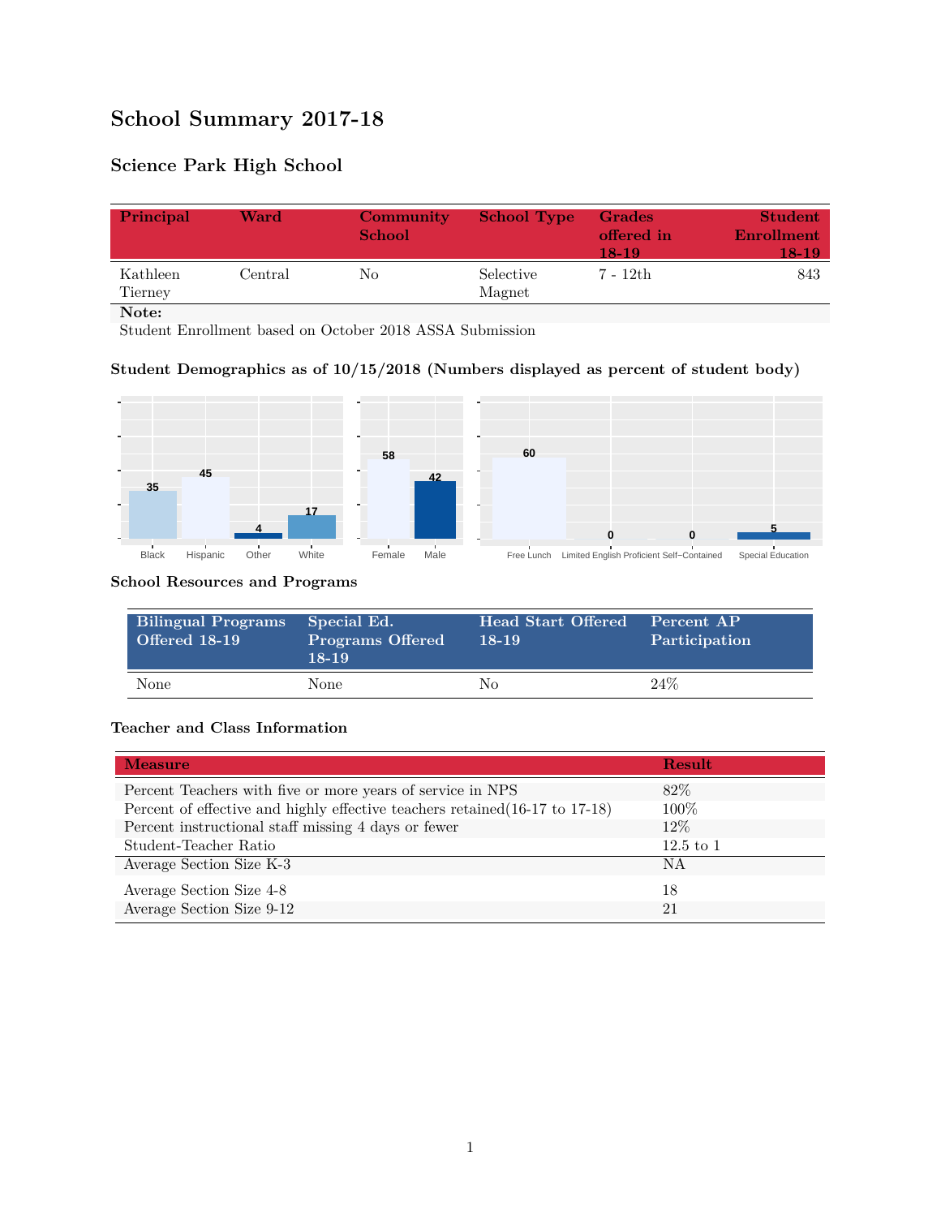# School Summary 2017-18

## Science Park High School

| Principal | Ward | Community School | School Type | Grades offered in 18-19 | Student Enrollment 18-19 |
|---|---|---|---|---|---|
| Kathleen Tierney | Central | No | Selective Magnet | 7 - 12th | 843 |

**Note:**
Student Enrollment based on October 2018 ASSA Submission

### Student Demographics as of 10/15/2018 (Numbers displayed as percent of student body)

| Black | Hispanic | Other | White |
|---|---|---|---|
| 35 | 45 | 4 | 17 |

| Female | Male |
|---|---|
| 58 | 42 |

| Free Lunch | Limited English Proficient | Self-Contained | Special Education |
|---|---|---|---|
| 60 | 0 | 0 | 5 |

### School Resources and Programs

| Bilingual Programs Offered 18-19 | Special Ed. Programs Offered 18-19 | Head Start Offered 18-19 | Percent AP Participation |
|---|---|---|---|
| None | None | No | 24% |

### Teacher and Class Information

| Measure | Result |
|---|---|
| Percent Teachers with five or more years of service in NPS | 82% |
| Percent of effective and highly effective teachers retained(16-17 to 17-18) | 100% |
| Percent instructional staff missing 4 days or fewer | 12% |
| Student-Teacher Ratio | 12.5 to 1 |
| Average Section Size K-3 | NA |
| Average Section Size 4-8 | 18 |
| Average Section Size 9-12 | 21 |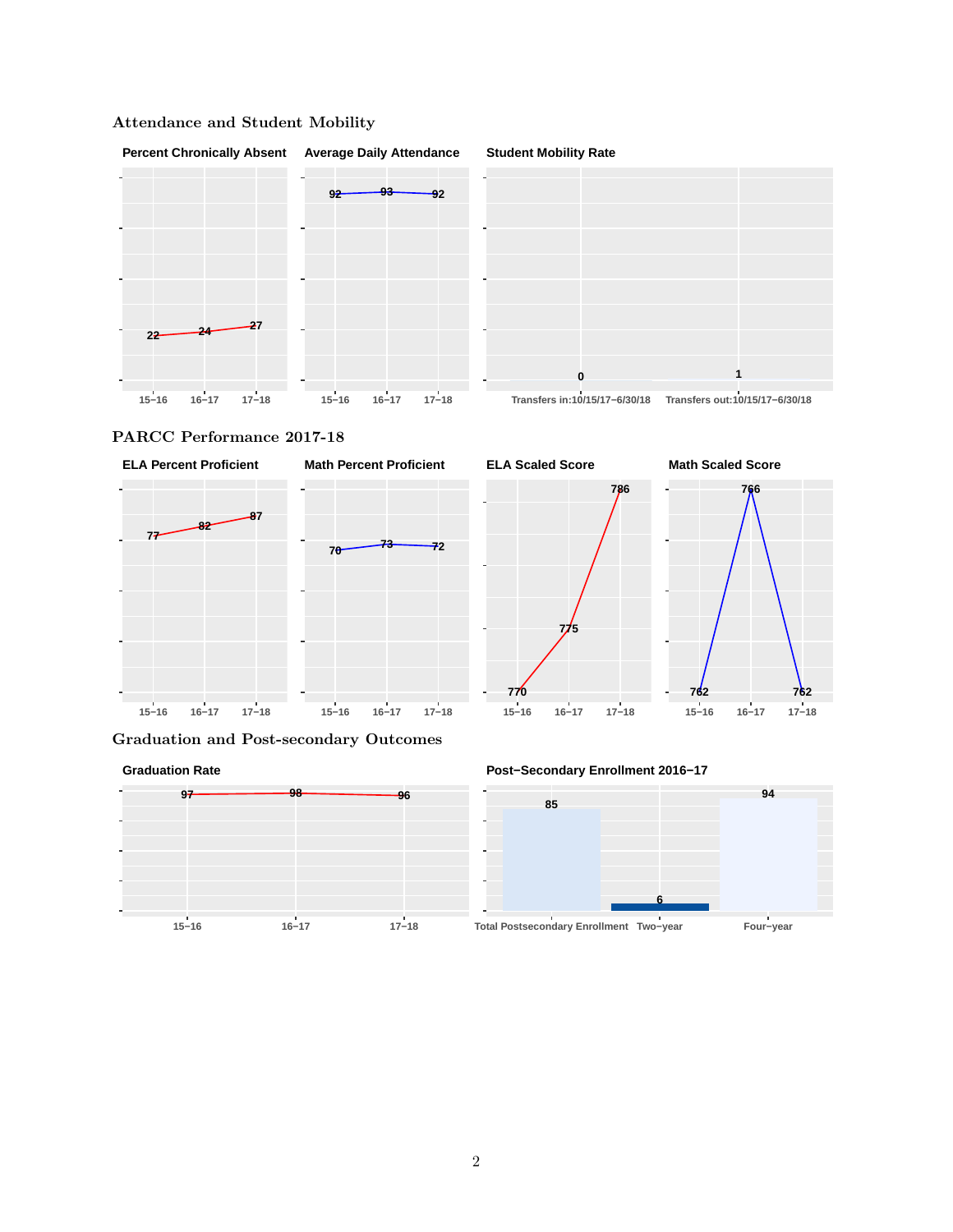## Attendance and Student Mobility

**Percent Chronically Absent**

22
24
27

15–16 16–17 17–18

**Average Daily Attendance**

92
93
92

15–16 16–17 17–18

**Student Mobility Rate**

0
1

Transfers in:10/15/17–6/30/18 Transfers out:10/15/17–6/30/18

## PARCC Performance 2017-18

**ELA Percent Proficient**

77
82
87

15–16 16–17 17–18

**Math Percent Proficient**

70
73
72

15–16 16–17 17–18

**ELA Scaled Score**

770
775
786

15–16 16–17 17–18

**Math Scaled Score**

762
766
762

15–16 16–17 17–18

## Graduation and Post-secondary Outcomes

**Graduation Rate**

97
98
96

15–16 16–17 17–18

**Post−Secondary Enrollment 2016−17**

85
6
94

Total Postsecondary Enrollment Two−year Four−year